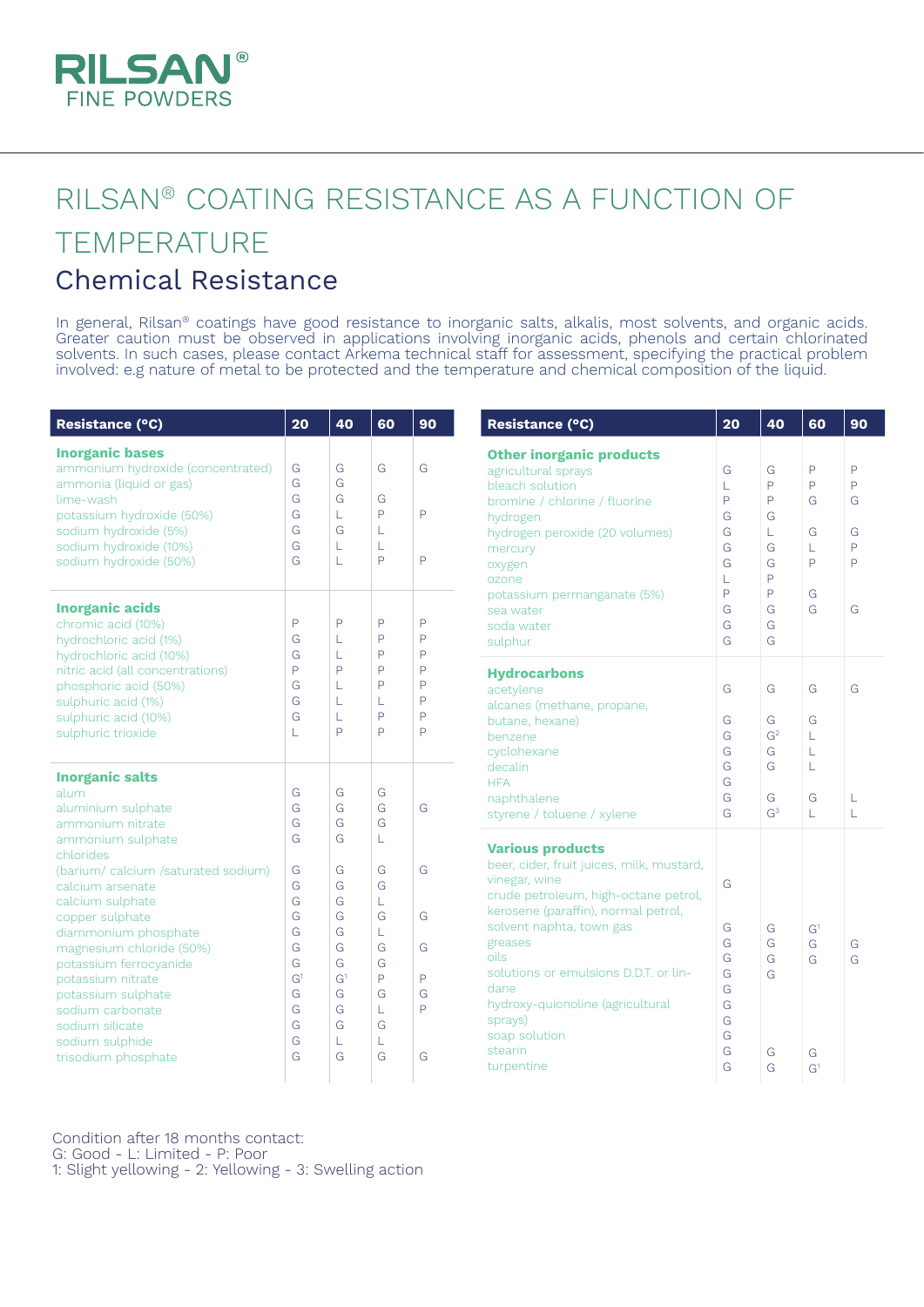# RILSAN® COATING RESISTANCE AS A FUNCTION OF TEMPERATURE

## Chemical Resistance

In general, Rilsan® coatings have good resistance to inorganic salts, alkalis, most solvents, and organic acids. Greater caution must be observed in applications involving inorganic acids, phenols and certain chlorinated solvents. In such cases, please contact Arkema technical staff for assessment, specifying the practical problem involved: e.g nature of metal to be protected and the temperature and chemical composition of the liquid.

| Resistance (°C) | 20 | 40 | 60 | 90 |
|---|---|---|---|---|
| **Inorganic bases** | | | | |
| ammonium hydroxide (concentrated) | G | G | G | G |
| ammonia (liquid or gas) | G | G | | |
| lime-wash | G | G | G | |
| potassium hydroxide (50%) | G | L | P | P |
| sodium hydroxide (5%) | G | G | L | |
| sodium hydroxide (10%) | G | L | L | |
| sodium hydroxide (50%) | G | L | P | P |
| **Inorganic acids** | | | | |
| chromic acid (10%) | P | P | P | P |
| hydrochloric acid (1%) | G | L | P | P |
| hydrochloric acid (10%) | G | L | P | P |
| nitric acid (all concentrations) | P | P | P | P |
| phosphoric acid (50%) | G | L | P | P |
| sulphuric acid (1%) | G | L | L | P |
| sulphuric acid (10%) | G | L | P | P |
| sulphuric trioxide | L | P | P | P |
| **Inorganic salts** | | | | |
| alum | G | G | G | |
| aluminium sulphate | G | G | G | G |
| ammonium nitrate | G | G | G | |
| ammonium sulphate | G | G | L | |
| chlorides (barium/ calcium /saturated sodium) | G | G | G | G |
| calcium arsenate | G | G | G | |
| calcium sulphate | G | G | L | |
| copper sulphate | G | G | G | G |
| diammonium phosphate | G | G | L | |
| magnesium chloride (50%) | G | G | G | G |
| potassium ferrocyanide | G | G | G | |
| potassium nitrate | G[1] | G[1] | P | P |
| potassium sulphate | G | G | G | G |
| sodium carbonate | G | G | L | P |
| sodium silicate | G | G | G | |
| sodium sulphide | G | L | L | |
| trisodium phosphate | G | G | G | G |

| Resistance (°C) | 20 | 40 | 60 | 90 |
|---|---|---|---|---|
| **Other inorganic products** | | | | |
| agricultural sprays | G | G | P | P |
| bleach solution | L | P | P | P |
| bromine / chlorine / fluorine | P | P | G | G |
| hydrogen | G | G | | |
| hydrogen peroxide (20 volumes) | G | L | G | G |
| mercury | G | G | L | P |
| oxygen | G | G | P | P |
| ozone | L | P | | |
| potassium permanganate (5%) | P | P | G | |
| sea water | G | G | G | G |
| soda water | G | G | | |
| sulphur | G | G | | |
| **Hydrocarbons** | | | | |
| acetylene | G | G | G | G |
| alcanes (methane, propane, butane, hexane) | G | G | G | |
| benzene | G | G[2] | L | |
| cyclohexane | G | G | L | |
| decalin | G | G | L | |
| HFA | G | | | |
| naphthalene | G | G | G | L |
| styrene / toluene / xylene | G | G[3] | L | L |
| **Various products** | | | | |
| beer, cider, fruit juices, milk, mustard, vinegar, wine | G | | | |
| crude petroleum, high-octane petrol, kerosene (paraffin), normal petrol, solvent naphta, town gas | G | G | G[1] | |
| greases | G | G | G | G |
| oils | G | G | G | G |
| solutions or emulsions D.D.T. or lindane | G | G | | |
| hydroxy-quionoline (agricultural sprays) | G | | | |
| soap solution | G | | | |
| stearin | G | G | G | |
| turpentine | G | G | G[1] | |

Condition after 18 months contact:
G: Good - L: Limited - P: Poor
1: Slight yellowing - 2: Yellowing - 3: Swelling action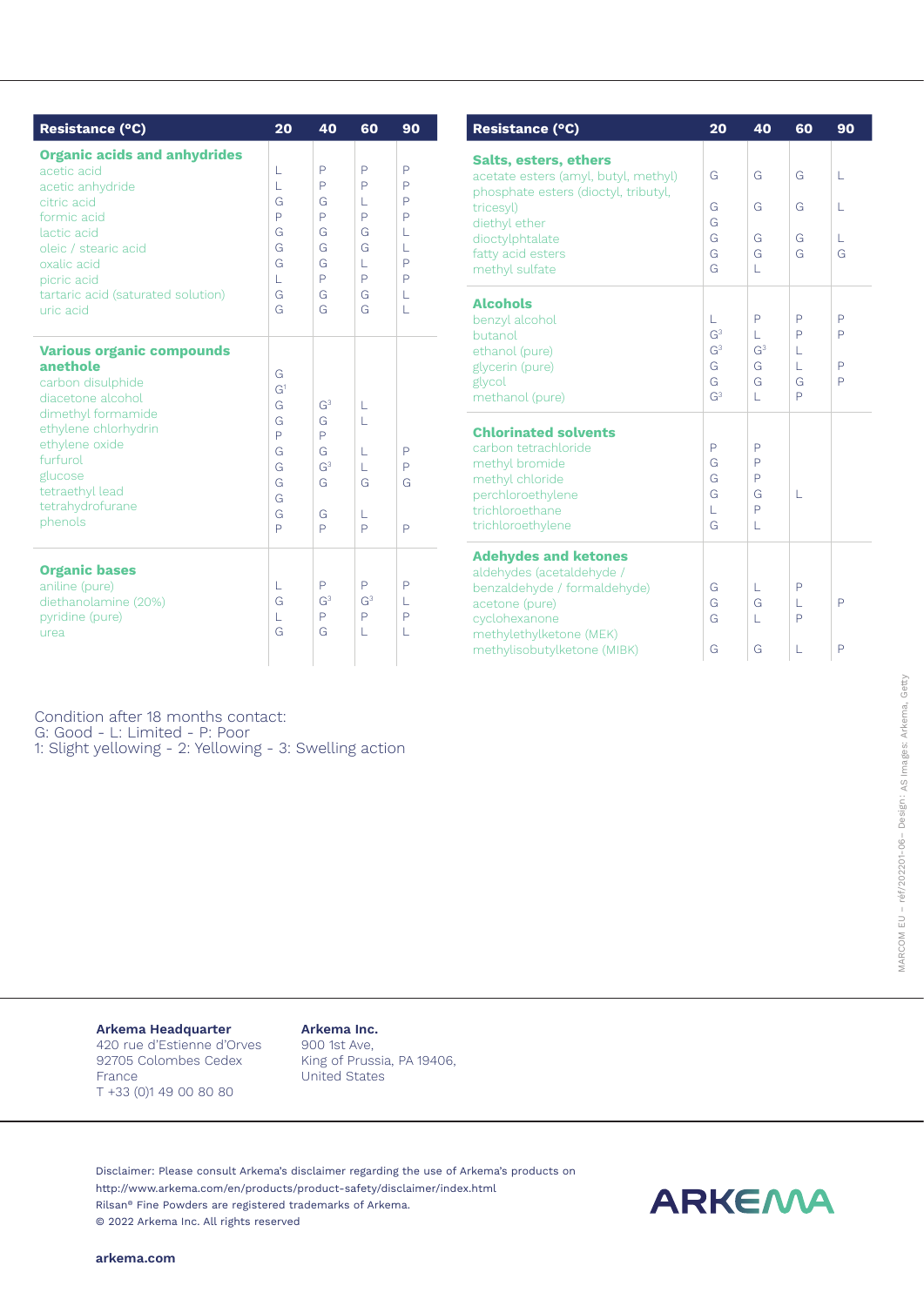| Resistance (°C) | 20 | 40 | 60 | 90 |
|---|---|---|---|---|
| **Organic acids and anhydrides** | | | | |
| acetic acid | L | P | P | P |
| acetic anhydride | L | P | P | P |
| citric acid | G | G | L | P |
| formic acid | P | P | P | P |
| lactic acid | G | G | G | L |
| oleic / stearic acid | G | G | G | L |
| oxalic acid | G | G | L | P |
| picric acid | L | P | P | P |
| tartaric acid (saturated solution) | G | G | G | L |
| uric acid | G | G | G | L |
| **Various organic compounds** | | | | |
| **anethole** | G | | | |
| carbon disulphide | G[1] | | | |
| diacetone alcohol | G | G[3] | L | |
| dimethyl formamide | G | G | L | |
| ethylene chlorhydrin | P | P | | |
| ethylene oxide | G | G | L | P |
| furfurol | G | G[3] | L | P |
| glucose | G | G | G | G |
| tetraethyl lead | G | | | |
| tetrahydrofurane | G | G | L | |
| phenols | P | P | P | P |
| **Organic bases** | | | | |
| aniline (pure) | L | P | P | P |
| diethanolamine (20%) | G | G[3] | G[3] | L |
| pyridine (pure) | L | P | P | P |
| urea | G | G | L | L |

| Resistance (°C) | 20 | 40 | 60 | 90 |
|---|---|---|---|---|
| **Salts, esters, ethers** | | | | |
| acetate esters (amyl, butyl, methyl) | G | G | G | L |
| phosphate esters (dioctyl, tributyl, tricesyl) | G | G | G | L |
| diethyl ether | G | | | |
| dioctylphtalate | G | G | G | L |
| fatty acid esters | G | G | G | G |
| methyl sulfate | G | L | | |
| **Alcohols** | | | | |
| benzyl alcohol | L | P | P | P |
| butanol | G[3] | L | P | P |
| ethanol (pure) | G[3] | G[3] | L | |
| glycerin (pure) | G | G | L | P |
| glycol | G | G | G | P |
| methanol (pure) | G[3] | L | P | |
| **Chlorinated solvents** | | | | |
| carbon tetrachloride | P | P | | |
| methyl bromide | G | P | | |
| methyl chloride | G | P | | |
| perchloroethylene | G | G | L | |
| trichloroethane | L | P | | |
| trichloroethylene | G | L | | |
| **Adehydes and ketones** | | | | |
| aldehydes (acetaldehyde / benzaldehyde / formaldehyde) | G | L | P | |
| acetone (pure) | G | G | L | P |
| cyclohexanone | G | L | P | |
| methylethylketone (MEK) | | | | |
| methylisobutylketone (MIBK) | G | G | L | P |

Condition after 18 months contact:
G: Good - L: Limited - P: Poor
1: Slight yellowing - 2: Yellowing - 3: Swelling action

MARCOM EU – réf/202201-06– Design: AS Images: Arkema, Getty

**Arkema Headquarter**
420 rue d'Estienne d'Orves
92705 Colombes Cedex
France
T +33 (0)1 49 00 80 80

**Arkema Inc.**
900 1st Ave,
King of Prussia, PA 19406,
United States

Disclaimer: Please consult Arkema's disclaimer regarding the use of Arkema's products on
http://www.arkema.com/en/products/product-safety/disclaimer/index.html
Rilsan® Fine Powders are registered trademarks of Arkema.
© 2022 Arkema Inc. All rights reserved

ARKEMA

**arkema.com**